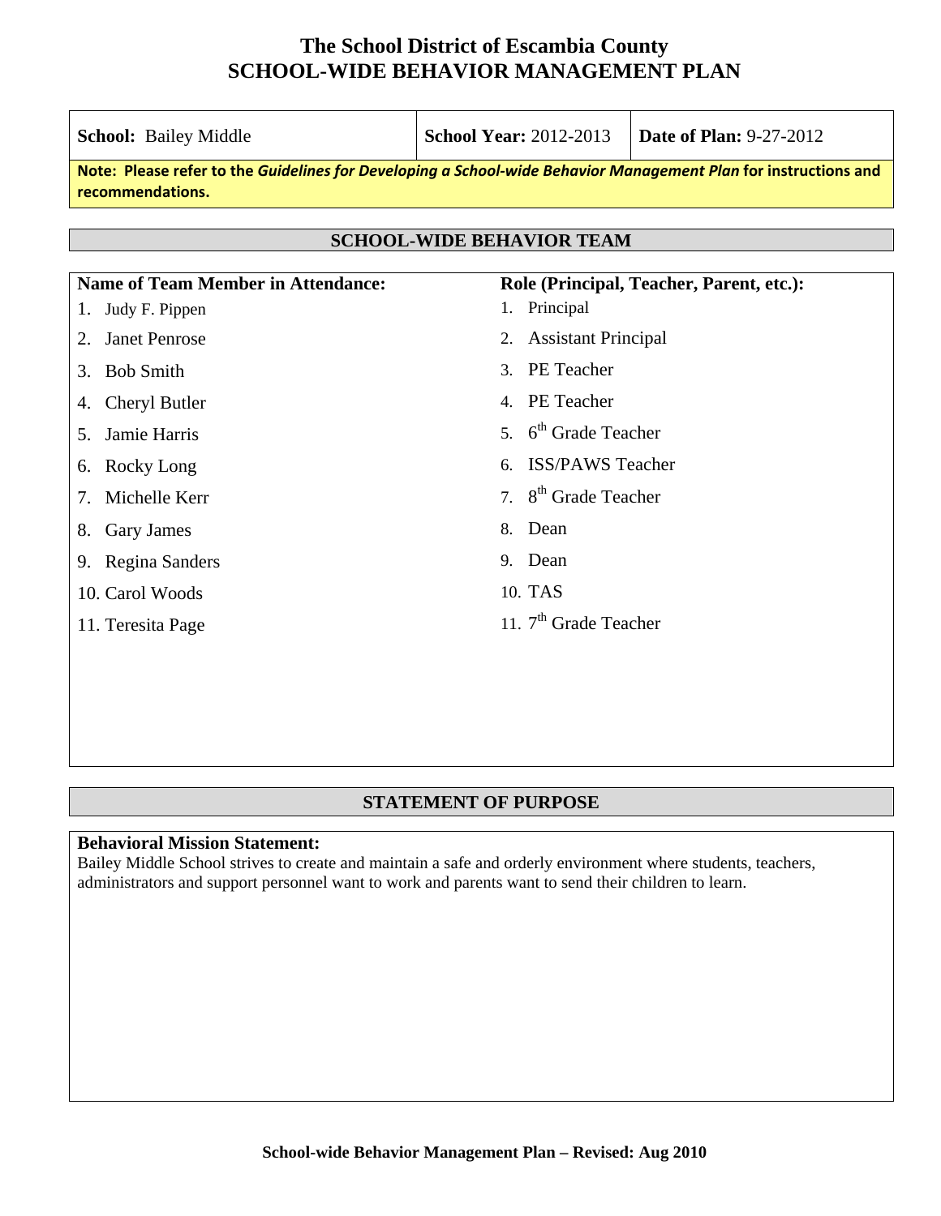# The School District of Escambia County
# SCHOOL-WIDE BEHAVIOR MANAGEMENT PLAN

| **School:** Bailey Middle | **School Year:** 2012-2013 | **Date of Plan:** 9-27-2012 |
|---|---|---|

**Note: Please refer to the *Guidelines for Developing a School-wide Behavior Management Plan* for instructions and recommendations.**

## SCHOOL-WIDE BEHAVIOR TEAM

| Name of Team Member in Attendance: | Role (Principal, Teacher, Parent, etc.): |
|---|---|
| 1. Judy F. Pippen | 1. Principal |
| 2. Janet Penrose | 2. Assistant Principal |
| 3. Bob Smith | 3. PE Teacher |
| 4. Cheryl Butler | 4. PE Teacher |
| 5. Jamie Harris | 5. 6th Grade Teacher |
| 6. Rocky Long | 6. ISS/PAWS Teacher |
| 7. Michelle Kerr | 7. 8th Grade Teacher |
| 8. Gary James | 8. Dean |
| 9. Regina Sanders | 9. Dean |
| 10. Carol Woods | 10. TAS |
| 11. Teresita Page | 11. 7th Grade Teacher |

## STATEMENT OF PURPOSE

**Behavioral Mission Statement:**
Bailey Middle School strives to create and maintain a safe and orderly environment where students, teachers, administrators and support personnel want to work and parents want to send their children to learn.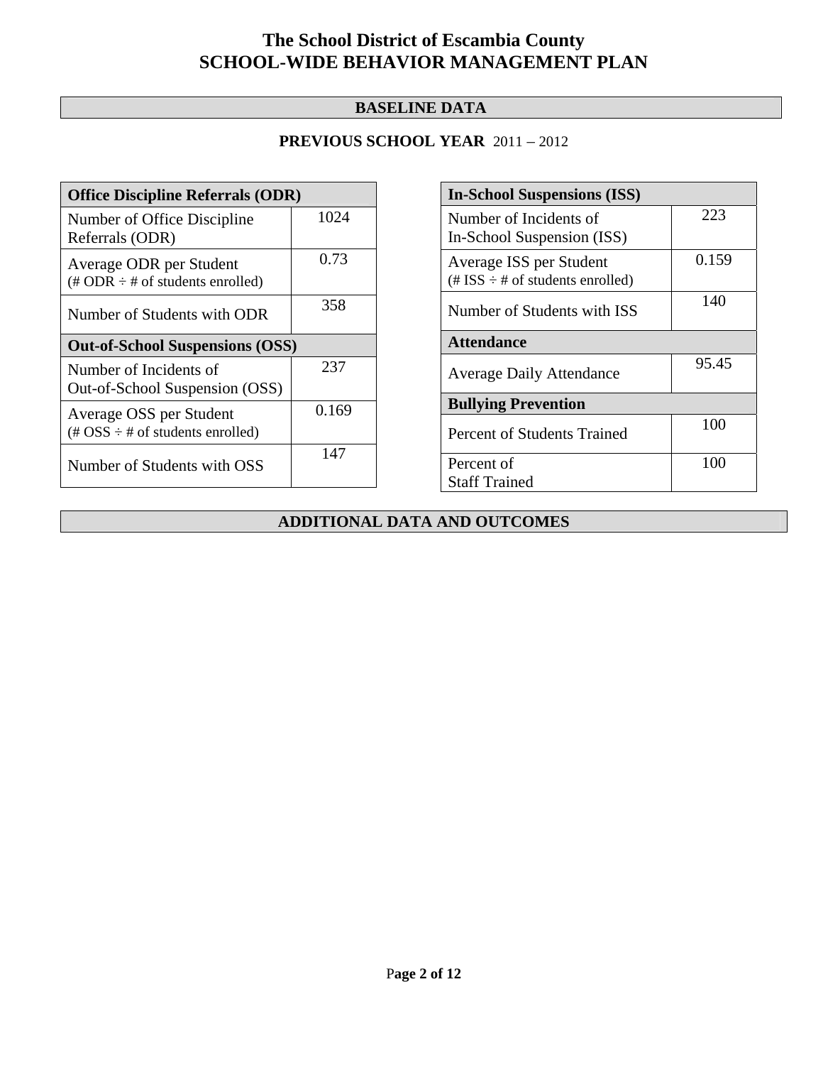# The School District of Escambia County
# SCHOOL-WIDE BEHAVIOR MANAGEMENT PLAN

## BASELINE DATA

**PREVIOUS SCHOOL YEAR** 2011 – 2012

| **Office Discipline Referrals (ODR)** | |
|---|---|
| Number of Office Discipline Referrals (ODR) | 1024 |
| Average ODR per Student (# ODR ÷ # of students enrolled) | 0.73 |
| Number of Students with ODR | 358 |
| **Out-of-School Suspensions (OSS)** | |
| Number of Incidents of Out-of-School Suspension (OSS) | 237 |
| Average OSS per Student (# OSS ÷ # of students enrolled) | 0.169 |
| Number of Students with OSS | 147 |

| **In-School Suspensions (ISS)** | |
|---|---|
| Number of Incidents of In-School Suspension (ISS) | 223 |
| Average ISS per Student (# ISS ÷ # of students enrolled) | 0.159 |
| Number of Students with ISS | 140 |
| **Attendance** | |
| Average Daily Attendance | 95.45 |
| **Bullying Prevention** | |
| Percent of Students Trained | 100 |
| Percent of Staff Trained | 100 |

## ADDITIONAL DATA AND OUTCOMES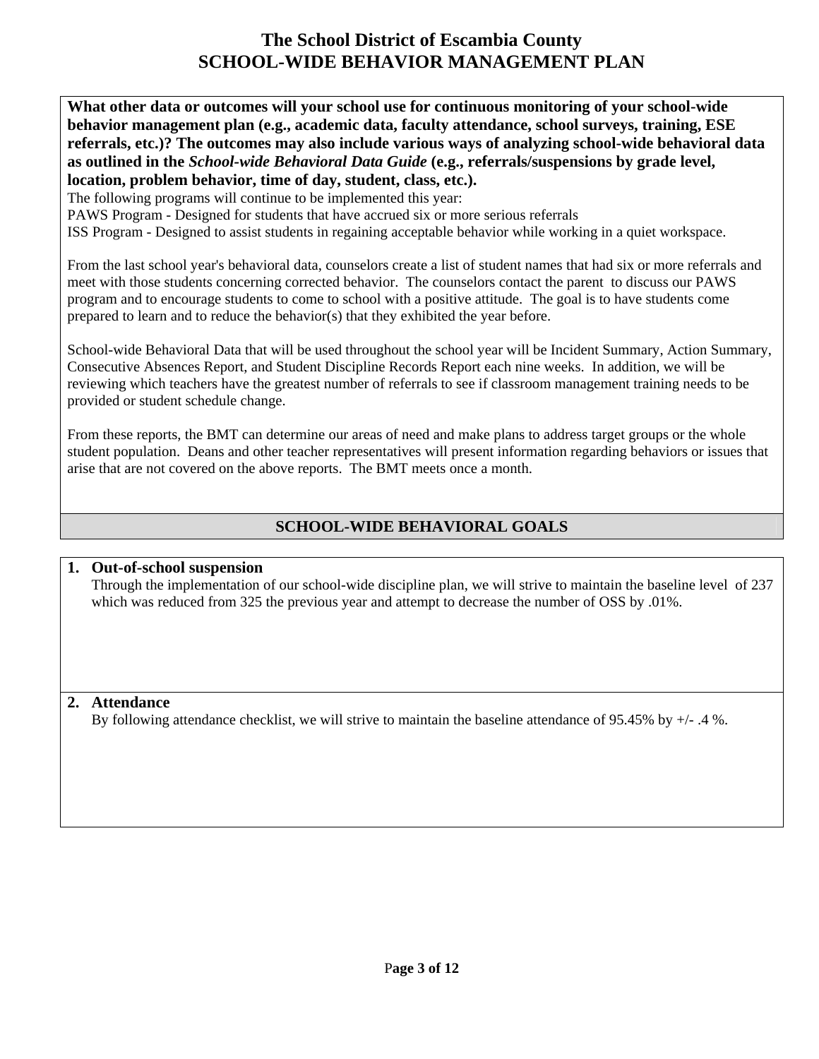# The School District of Escambia County
# SCHOOL-WIDE BEHAVIOR MANAGEMENT PLAN

**What other data or outcomes will your school use for continuous monitoring of your school-wide behavior management plan (e.g., academic data, faculty attendance, school surveys, training, ESE referrals, etc.)? The outcomes may also include various ways of analyzing school-wide behavioral data as outlined in the *School-wide Behavioral Data Guide* (e.g., referrals/suspensions by grade level, location, problem behavior, time of day, student, class, etc.).**

The following programs will continue to be implemented this year:
PAWS Program - Designed for students that have accrued six or more serious referrals
ISS Program - Designed to assist students in regaining acceptable behavior while working in a quiet workspace.

From the last school year's behavioral data, counselors create a list of student names that had six or more referrals and meet with those students concerning corrected behavior. The counselors contact the parent to discuss our PAWS program and to encourage students to come to school with a positive attitude. The goal is to have students come prepared to learn and to reduce the behavior(s) that they exhibited the year before.

School-wide Behavioral Data that will be used throughout the school year will be Incident Summary, Action Summary, Consecutive Absences Report, and Student Discipline Records Report each nine weeks. In addition, we will be reviewing which teachers have the greatest number of referrals to see if classroom management training needs to be provided or student schedule change.

From these reports, the BMT can determine our areas of need and make plans to address target groups or the whole student population. Deans and other teacher representatives will present information regarding behaviors or issues that arise that are not covered on the above reports. The BMT meets once a month.

## SCHOOL-WIDE BEHAVIORAL GOALS

1. **Out-of-school suspension**
   Through the implementation of our school-wide discipline plan, we will strive to maintain the baseline level of 237 which was reduced from 325 the previous year and attempt to decrease the number of OSS by .01%.

2. **Attendance**
   By following attendance checklist, we will strive to maintain the baseline attendance of 95.45% by +/- .4 %.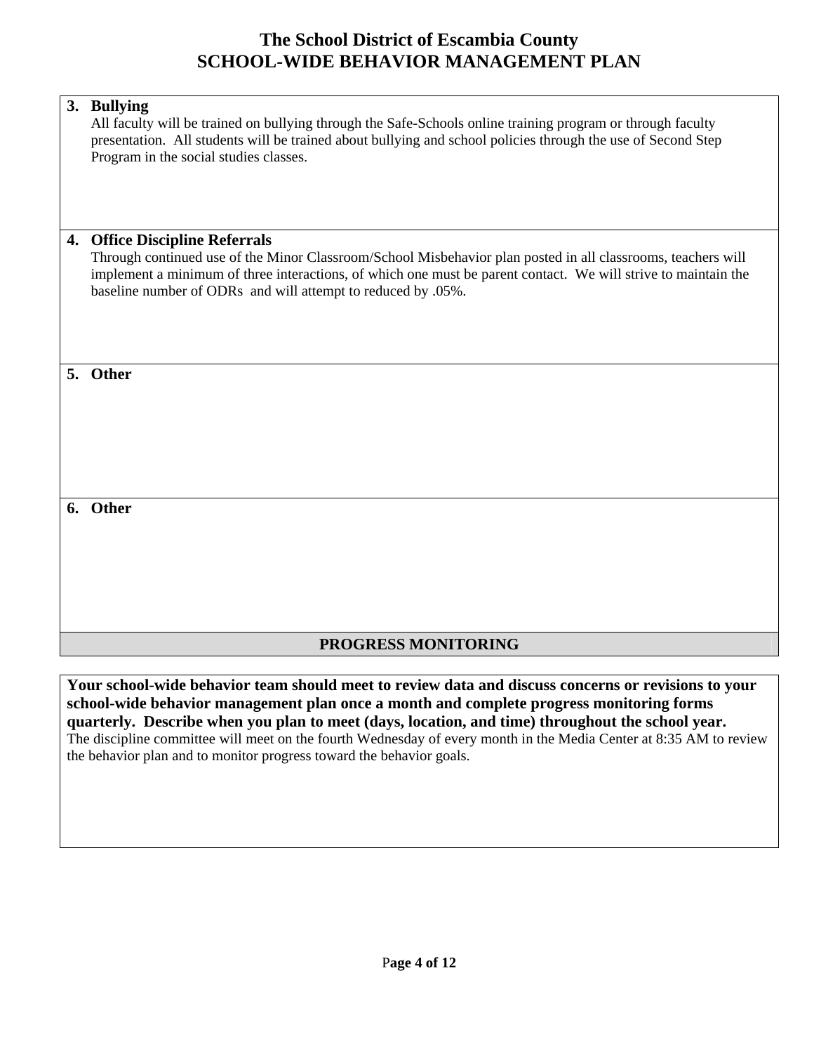# The School District of Escambia County
## SCHOOL-WIDE BEHAVIOR MANAGEMENT PLAN

**3. Bullying**

All faculty will be trained on bullying through the Safe-Schools online training program or through faculty presentation. All students will be trained about bullying and school policies through the use of Second Step Program in the social studies classes.

**4. Office Discipline Referrals**

Through continued use of the Minor Classroom/School Misbehavior plan posted in all classrooms, teachers will implement a minimum of three interactions, of which one must be parent contact. We will strive to maintain the baseline number of ODRs and will attempt to reduced by .05%.

**5. Other**

**6. Other**

## PROGRESS MONITORING

**Your school-wide behavior team should meet to review data and discuss concerns or revisions to your school-wide behavior management plan once a month and complete progress monitoring forms quarterly. Describe when you plan to meet (days, location, and time) throughout the school year.**

The discipline committee will meet on the fourth Wednesday of every month in the Media Center at 8:35 AM to review the behavior plan and to monitor progress toward the behavior goals.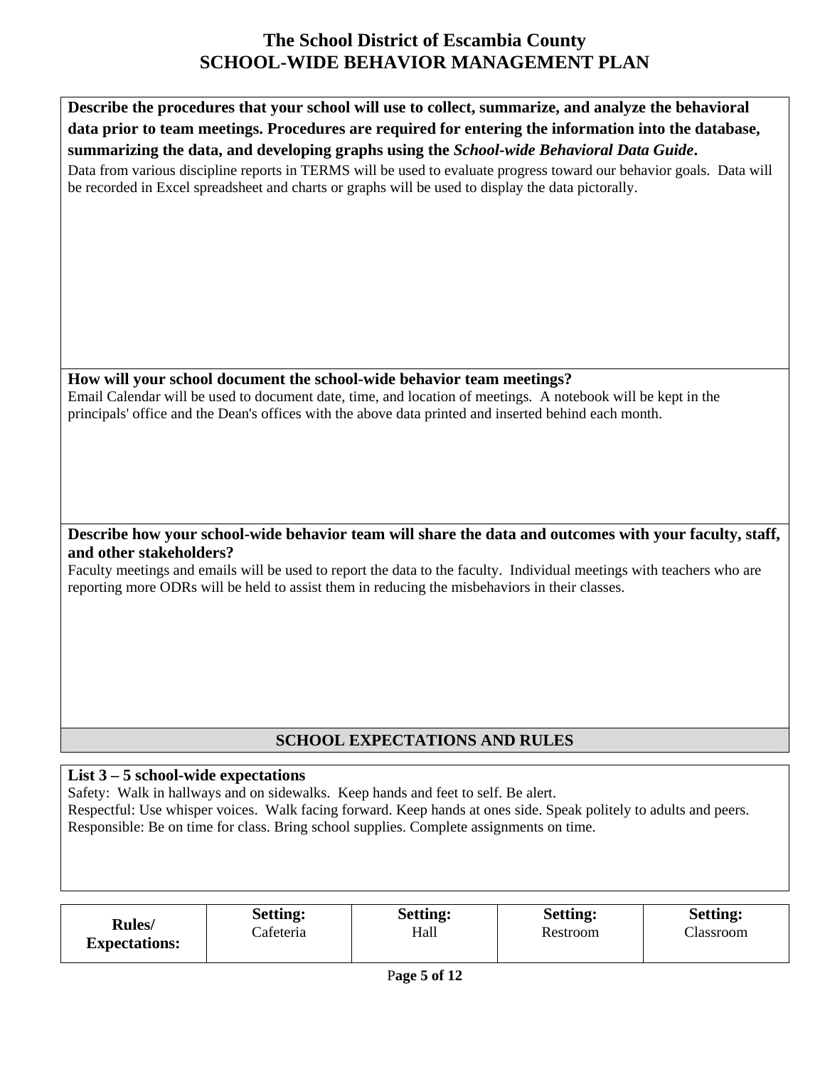# The School District of Escambia County
# SCHOOL-WIDE BEHAVIOR MANAGEMENT PLAN

**Describe the procedures that your school will use to collect, summarize, and analyze the behavioral data prior to team meetings. Procedures are required for entering the information into the database, summarizing the data, and developing graphs using the *School-wide Behavioral Data Guide*.**

Data from various discipline reports in TERMS will be used to evaluate progress toward our behavior goals. Data will be recorded in Excel spreadsheet and charts or graphs will be used to display the data pictorally.

**How will your school document the school-wide behavior team meetings?**

Email Calendar will be used to document date, time, and location of meetings. A notebook will be kept in the principals' office and the Dean's offices with the above data printed and inserted behind each month.

**Describe how your school-wide behavior team will share the data and outcomes with your faculty, staff, and other stakeholders?**

Faculty meetings and emails will be used to report the data to the faculty. Individual meetings with teachers who are reporting more ODRs will be held to assist them in reducing the misbehaviors in their classes.

## SCHOOL EXPECTATIONS AND RULES

**List 3 – 5 school-wide expectations**

Safety: Walk in hallways and on sidewalks. Keep hands and feet to self. Be alert.
Respectful: Use whisper voices. Walk facing forward. Keep hands at ones side. Speak politely to adults and peers.
Responsible: Be on time for class. Bring school supplies. Complete assignments on time.

| **Rules/ Expectations:** | **Setting:** Cafeteria | **Setting:** Hall | **Setting:** Restroom | **Setting:** Classroom |
|---|---|---|---|---|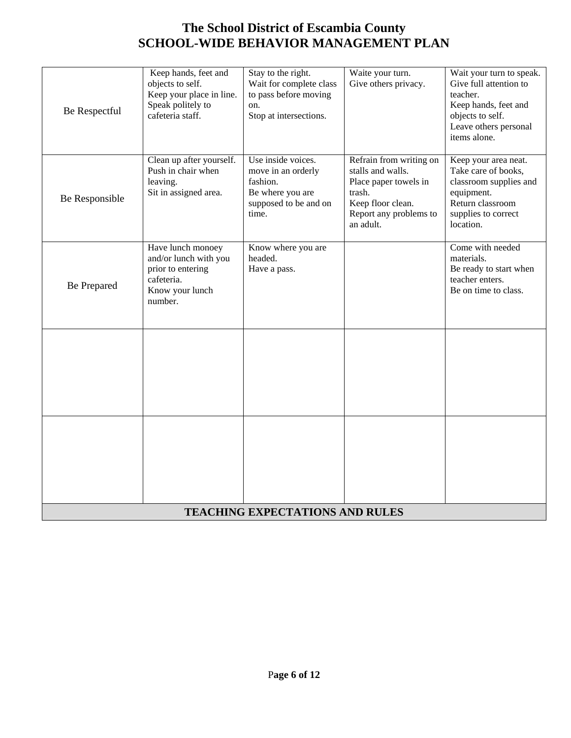# The School District of Escambia County
# SCHOOL-WIDE BEHAVIOR MANAGEMENT PLAN

| | | | | |
|---|---|---|---|---|
| Be Respectful | Keep hands, feet and objects to self.<br>Keep your place in line.<br>Speak politely to cafeteria staff. | Stay to the right.<br>Wait for complete class to pass before moving on.<br>Stop at intersections. | Waite your turn.<br>Give others privacy. | Wait your turn to speak.<br>Give full attention to teacher.<br>Keep hands, feet and objects to self.<br>Leave others personal items alone. |
| Be Responsible | Clean up after yourself.<br>Push in chair when leaving.<br>Sit in assigned area. | Use inside voices.<br>move in an orderly fashion.<br>Be where you are supposed to be and on time. | Refrain from writing on stalls and walls.<br>Place paper towels in trash.<br>Keep floor clean.<br>Report any problems to an adult. | Keep your area neat.<br>Take care of books, classroom supplies and equipment.<br>Return classroom supplies to correct location. |
| Be Prepared | Have lunch monoey and/or lunch with you prior to entering cafeteria.<br>Know your lunch number. | Know where you are headed.<br>Have a pass. | | Come with needed materials.<br>Be ready to start when teacher enters.<br>Be on time to class. |
| | | | | |
| | | | | |
| **TEACHING EXPECTATIONS AND RULES** | | | | |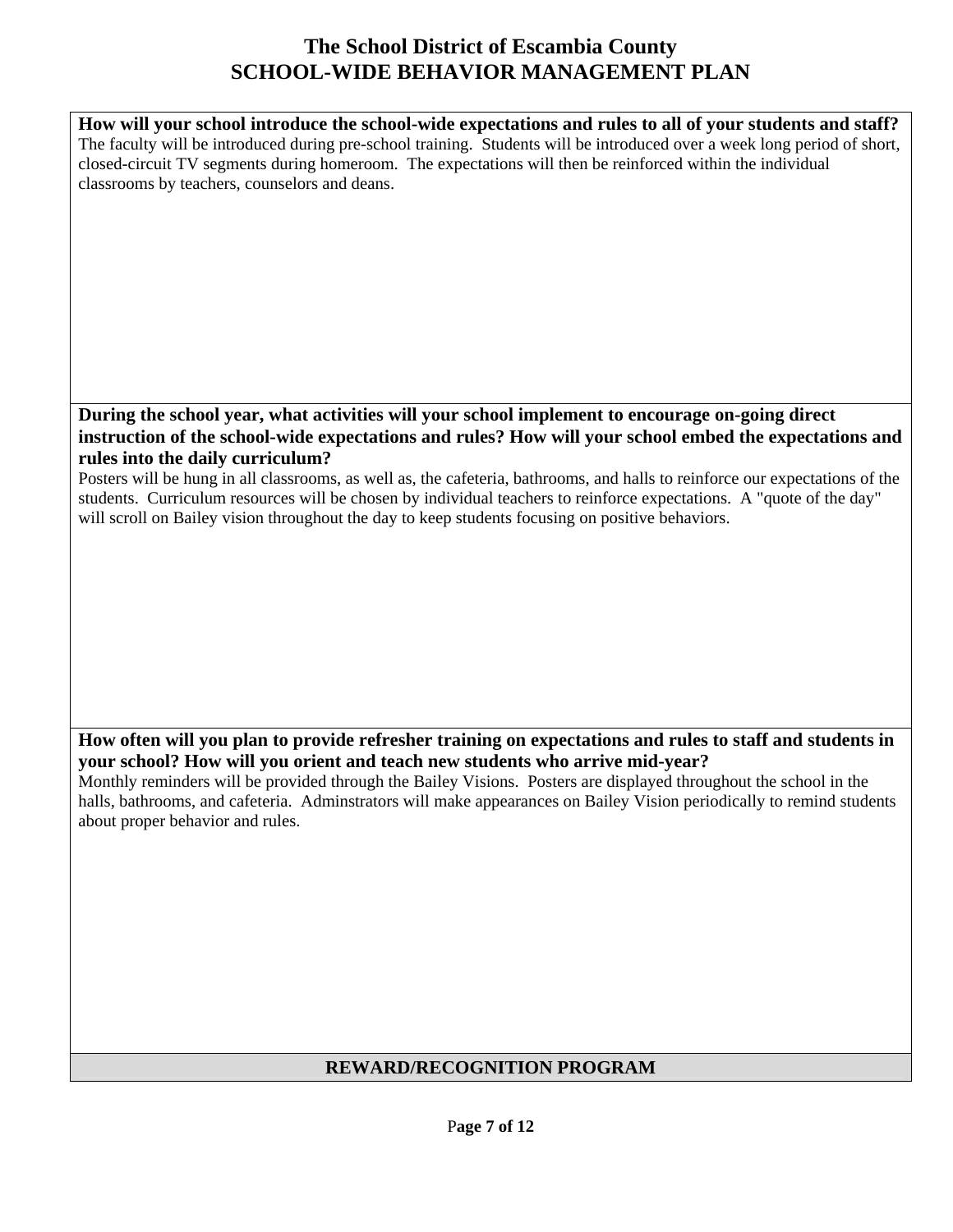# The School District of Escambia County
# SCHOOL-WIDE BEHAVIOR MANAGEMENT PLAN

**How will your school introduce the school-wide expectations and rules to all of your students and staff?**

The faculty will be introduced during pre-school training. Students will be introduced over a week long period of short, closed-circuit TV segments during homeroom. The expectations will then be reinforced within the individual classrooms by teachers, counselors and deans.

**During the school year, what activities will your school implement to encourage on-going direct instruction of the school-wide expectations and rules? How will your school embed the expectations and rules into the daily curriculum?**

Posters will be hung in all classrooms, as well as, the cafeteria, bathrooms, and halls to reinforce our expectations of the students. Curriculum resources will be chosen by individual teachers to reinforce expectations. A "quote of the day" will scroll on Bailey vision throughout the day to keep students focusing on positive behaviors.

**How often will you plan to provide refresher training on expectations and rules to staff and students in your school? How will you orient and teach new students who arrive mid-year?**

Monthly reminders will be provided through the Bailey Visions. Posters are displayed throughout the school in the halls, bathrooms, and cafeteria. Adminstrators will make appearances on Bailey Vision periodically to remind students about proper behavior and rules.

## REWARD/RECOGNITION PROGRAM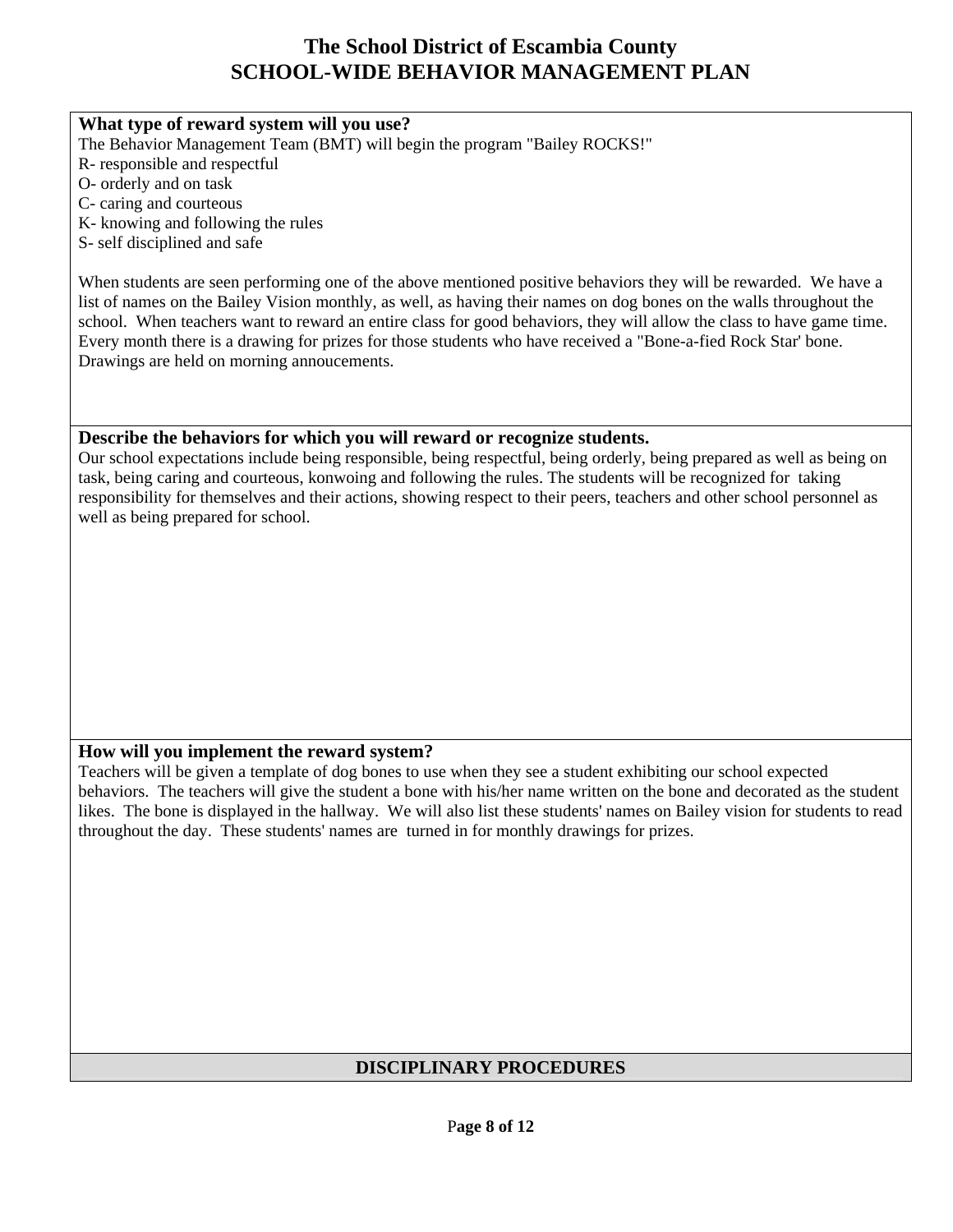# The School District of Escambia County
## SCHOOL-WIDE BEHAVIOR MANAGEMENT PLAN

**What type of reward system will you use?**

The Behavior Management Team (BMT) will begin the program "Bailey ROCKS!"

R- responsible and respectful
O- orderly and on task
C- caring and courteous
K- knowing and following the rules
S- self disciplined and safe

When students are seen performing one of the above mentioned positive behaviors they will be rewarded. We have a list of names on the Bailey Vision monthly, as well, as having their names on dog bones on the walls throughout the school. When teachers want to reward an entire class for good behaviors, they will allow the class to have game time. Every month there is a drawing for prizes for those students who have received a "Bone-a-fied Rock Star' bone. Drawings are held on morning annoucements.

**Describe the behaviors for which you will reward or recognize students.**

Our school expectations include being responsible, being respectful, being orderly, being prepared as well as being on task, being caring and courteous, konwoing and following the rules. The students will be recognized for taking responsibility for themselves and their actions, showing respect to their peers, teachers and other school personnel as well as being prepared for school.

**How will you implement the reward system?**

Teachers will be given a template of dog bones to use when they see a student exhibiting our school expected behaviors. The teachers will give the student a bone with his/her name written on the bone and decorated as the student likes. The bone is displayed in the hallway. We will also list these students' names on Bailey vision for students to read throughout the day. These students' names are turned in for monthly drawings for prizes.

## DISCIPLINARY PROCEDURES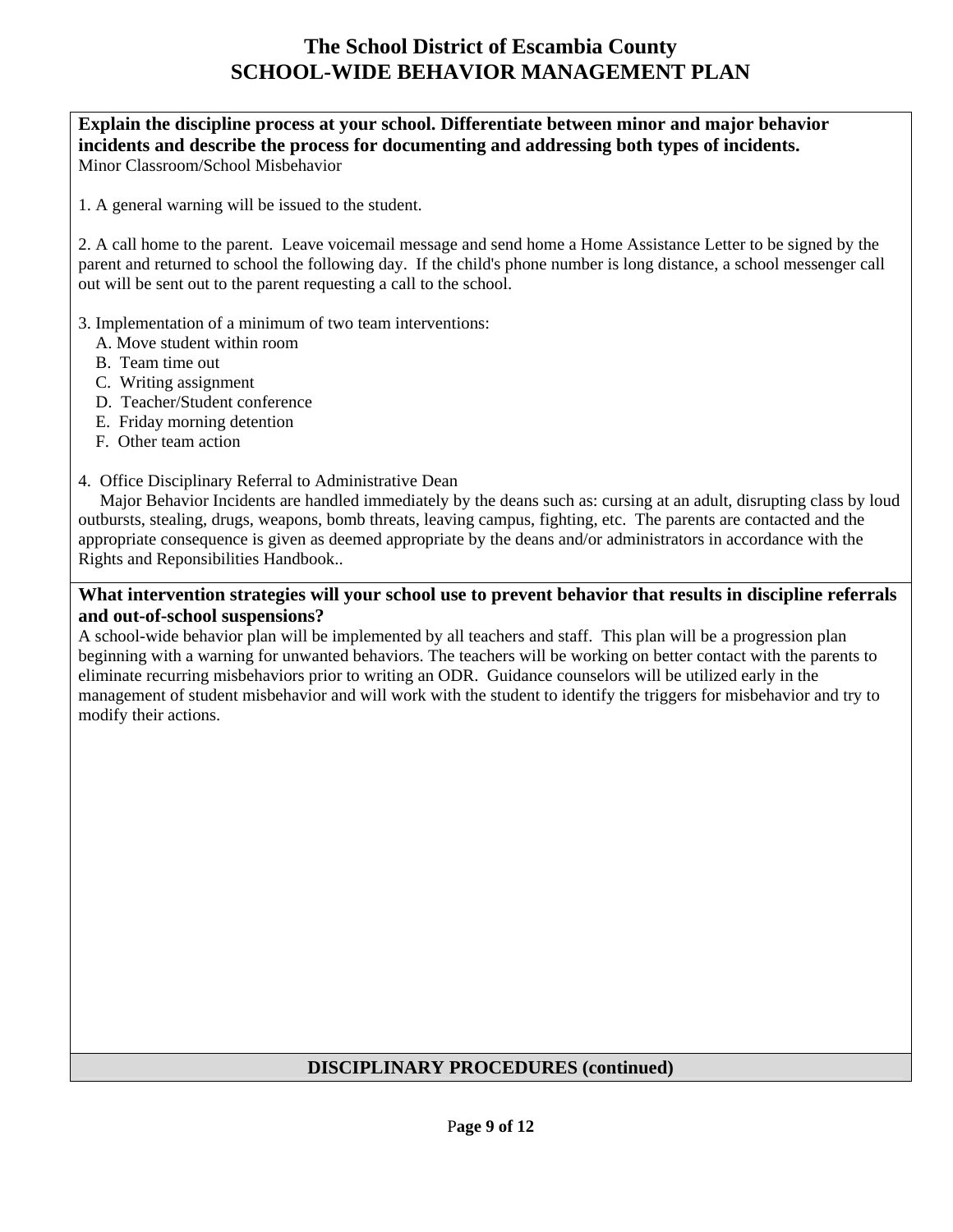**Explain the discipline process at your school. Differentiate between minor and major behavior incidents and describe the process for documenting and addressing both types of incidents.**

Minor Classroom/School Misbehavior

1. A general warning will be issued to the student.

2. A call home to the parent. Leave voicemail message and send home a Home Assistance Letter to be signed by the parent and returned to school the following day. If the child's phone number is long distance, a school messenger call out will be sent out to the parent requesting a call to the school.

3. Implementation of a minimum of two team interventions:
   - A. Move student within room
   - B. Team time out
   - C. Writing assignment
   - D. Teacher/Student conference
   - E. Friday morning detention
   - F. Other team action

4. Office Disciplinary Referral to Administrative Dean

Major Behavior Incidents are handled immediately by the deans such as: cursing at an adult, disrupting class by loud outbursts, stealing, drugs, weapons, bomb threats, leaving campus, fighting, etc. The parents are contacted and the appropriate consequence is given as deemed appropriate by the deans and/or administrators in accordance with the Rights and Reponsibilities Handbook..

**What intervention strategies will your school use to prevent behavior that results in discipline referrals and out-of-school suspensions?**

A school-wide behavior plan will be implemented by all teachers and staff. This plan will be a progression plan beginning with a warning for unwanted behaviors. The teachers will be working on better contact with the parents to eliminate recurring misbehaviors prior to writing an ODR. Guidance counselors will be utilized early in the management of student misbehavior and will work with the student to identify the triggers for misbehavior and try to modify their actions.

**DISCIPLINARY PROCEDURES (continued)**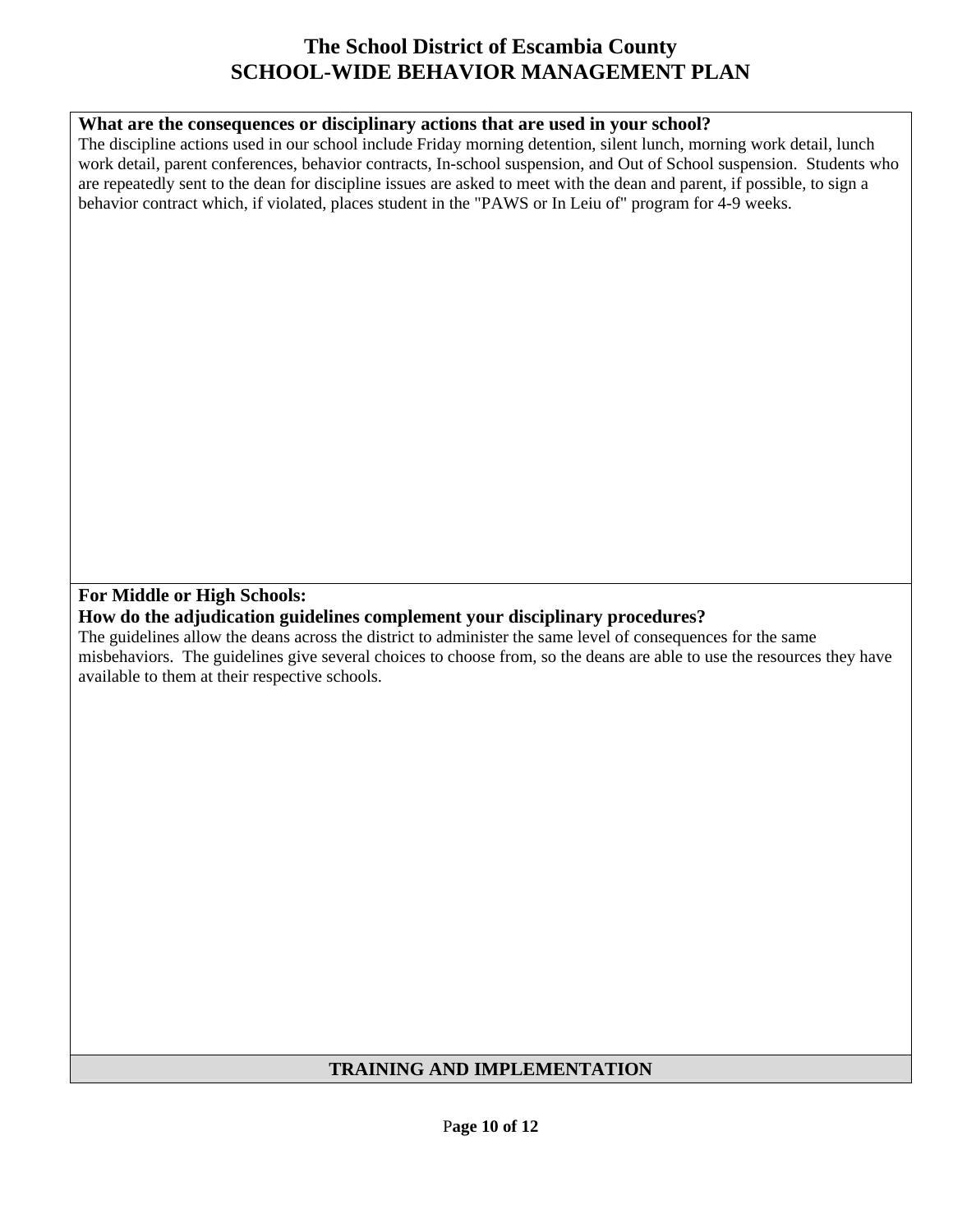# The School District of Escambia County
# SCHOOL-WIDE BEHAVIOR MANAGEMENT PLAN

**What are the consequences or disciplinary actions that are used in your school?**

The discipline actions used in our school include Friday morning detention, silent lunch, morning work detail, lunch work detail, parent conferences, behavior contracts, In-school suspension, and Out of School suspension. Students who are repeatedly sent to the dean for discipline issues are asked to meet with the dean and parent, if possible, to sign a behavior contract which, if violated, places student in the "PAWS or In Leiu of" program for 4-9 weeks.

**For Middle or High Schools:**
**How do the adjudication guidelines complement your disciplinary procedures?**

The guidelines allow the deans across the district to administer the same level of consequences for the same misbehaviors. The guidelines give several choices to choose from, so the deans are able to use the resources they have available to them at their respective schools.

## TRAINING AND IMPLEMENTATION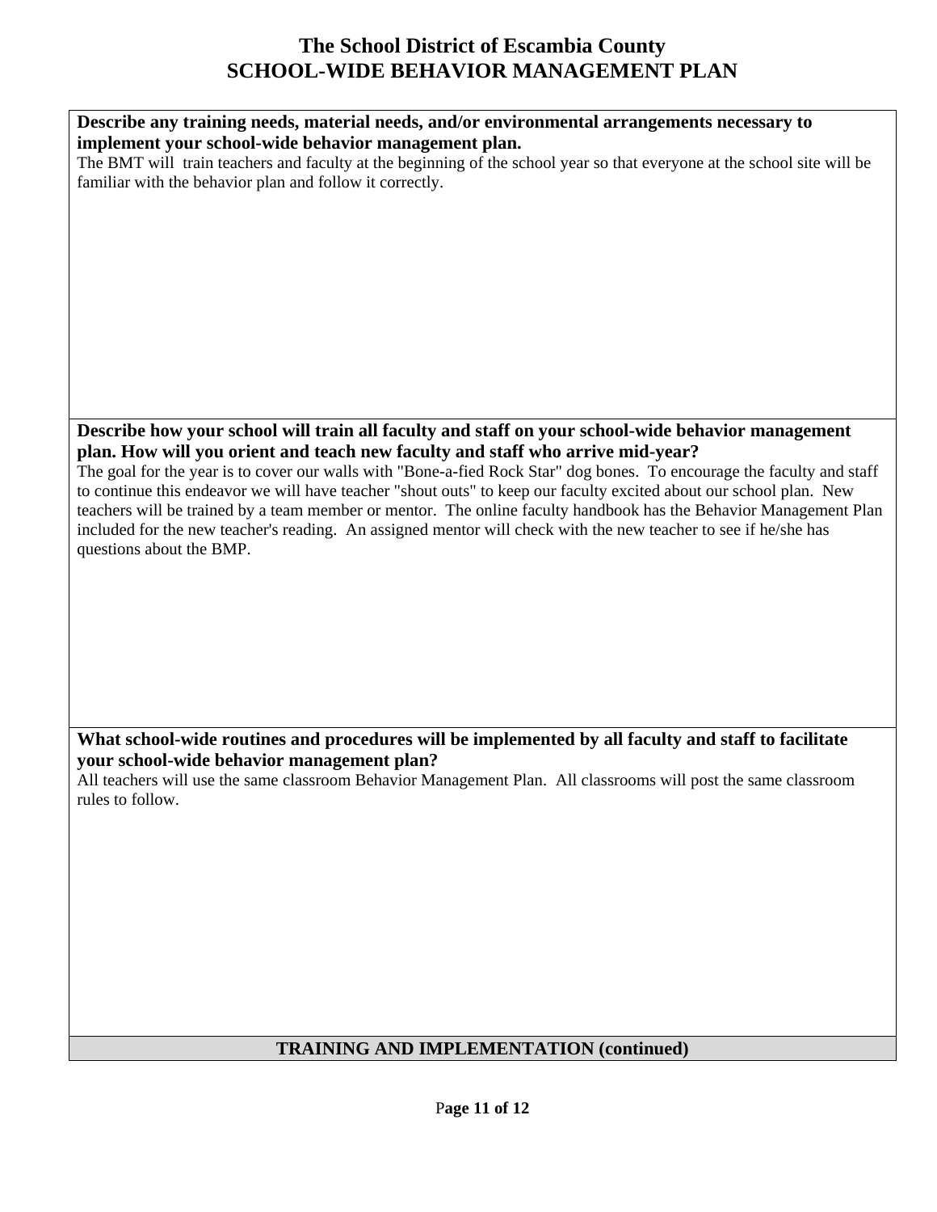# The School District of Escambia County
# SCHOOL-WIDE BEHAVIOR MANAGEMENT PLAN

**Describe any training needs, material needs, and/or environmental arrangements necessary to implement your school-wide behavior management plan.**

The BMT will train teachers and faculty at the beginning of the school year so that everyone at the school site will be familiar with the behavior plan and follow it correctly.

**Describe how your school will train all faculty and staff on your school-wide behavior management plan. How will you orient and teach new faculty and staff who arrive mid-year?**

The goal for the year is to cover our walls with "Bone-a-fied Rock Star" dog bones. To encourage the faculty and staff to continue this endeavor we will have teacher "shout outs" to keep our faculty excited about our school plan. New teachers will be trained by a team member or mentor. The online faculty handbook has the Behavior Management Plan included for the new teacher's reading. An assigned mentor will check with the new teacher to see if he/she has questions about the BMP.

**What school-wide routines and procedures will be implemented by all faculty and staff to facilitate your school-wide behavior management plan?**

All teachers will use the same classroom Behavior Management Plan. All classrooms will post the same classroom rules to follow.

**TRAINING AND IMPLEMENTATION (continued)**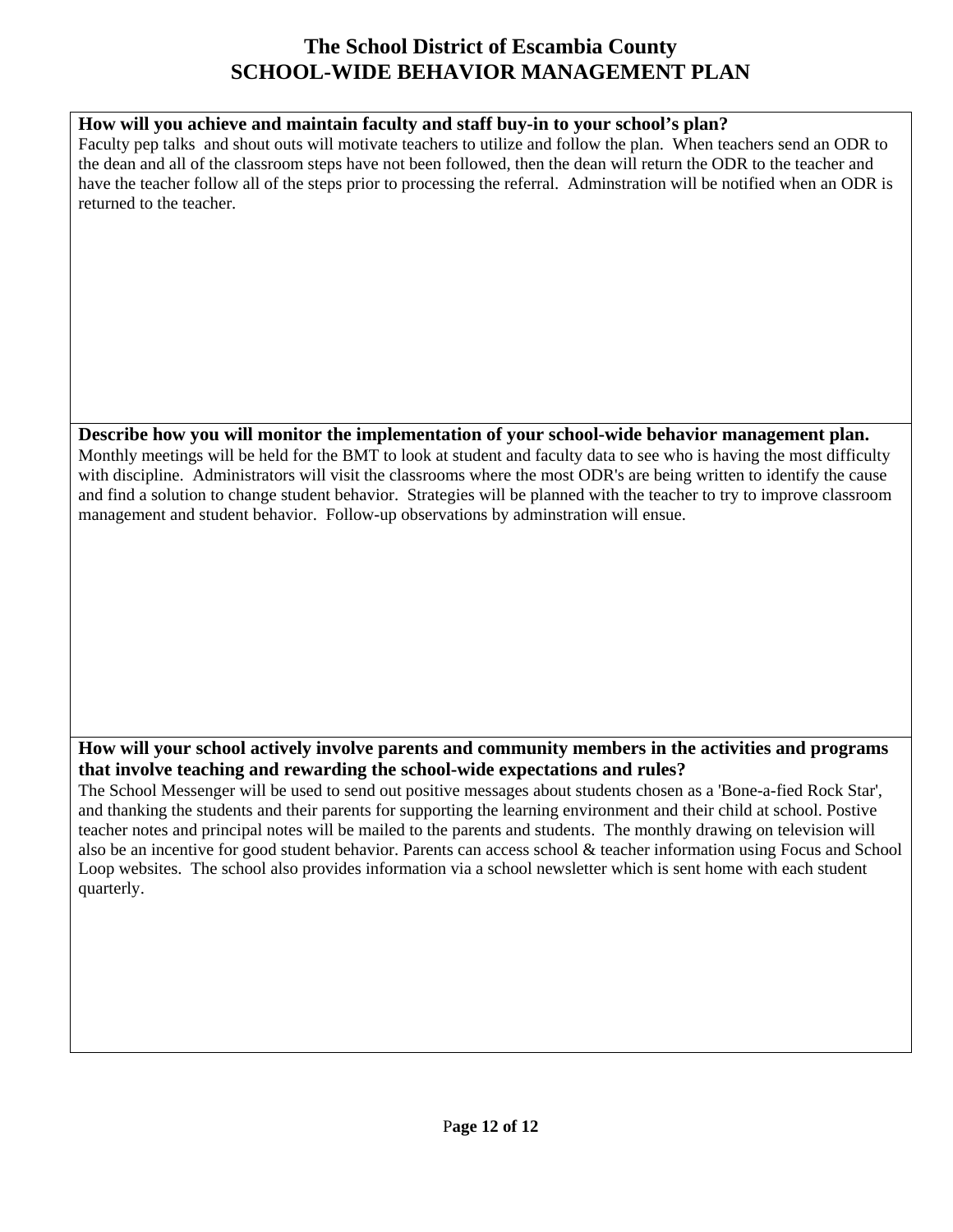# The School District of Escambia County
# SCHOOL-WIDE BEHAVIOR MANAGEMENT PLAN

**How will you achieve and maintain faculty and staff buy-in to your school's plan?**

Faculty pep talks and shout outs will motivate teachers to utilize and follow the plan. When teachers send an ODR to the dean and all of the classroom steps have not been followed, then the dean will return the ODR to the teacher and have the teacher follow all of the steps prior to processing the referral. Adminstration will be notified when an ODR is returned to the teacher.

**Describe how you will monitor the implementation of your school-wide behavior management plan.**

Monthly meetings will be held for the BMT to look at student and faculty data to see who is having the most difficulty with discipline. Administrators will visit the classrooms where the most ODR's are being written to identify the cause and find a solution to change student behavior. Strategies will be planned with the teacher to try to improve classroom management and student behavior. Follow-up observations by adminstration will ensue.

**How will your school actively involve parents and community members in the activities and programs that involve teaching and rewarding the school-wide expectations and rules?**

The School Messenger will be used to send out positive messages about students chosen as a 'Bone-a-fied Rock Star', and thanking the students and their parents for supporting the learning environment and their child at school. Postive teacher notes and principal notes will be mailed to the parents and students. The monthly drawing on television will also be an incentive for good student behavior. Parents can access school & teacher information using Focus and School Loop websites. The school also provides information via a school newsletter which is sent home with each student quarterly.